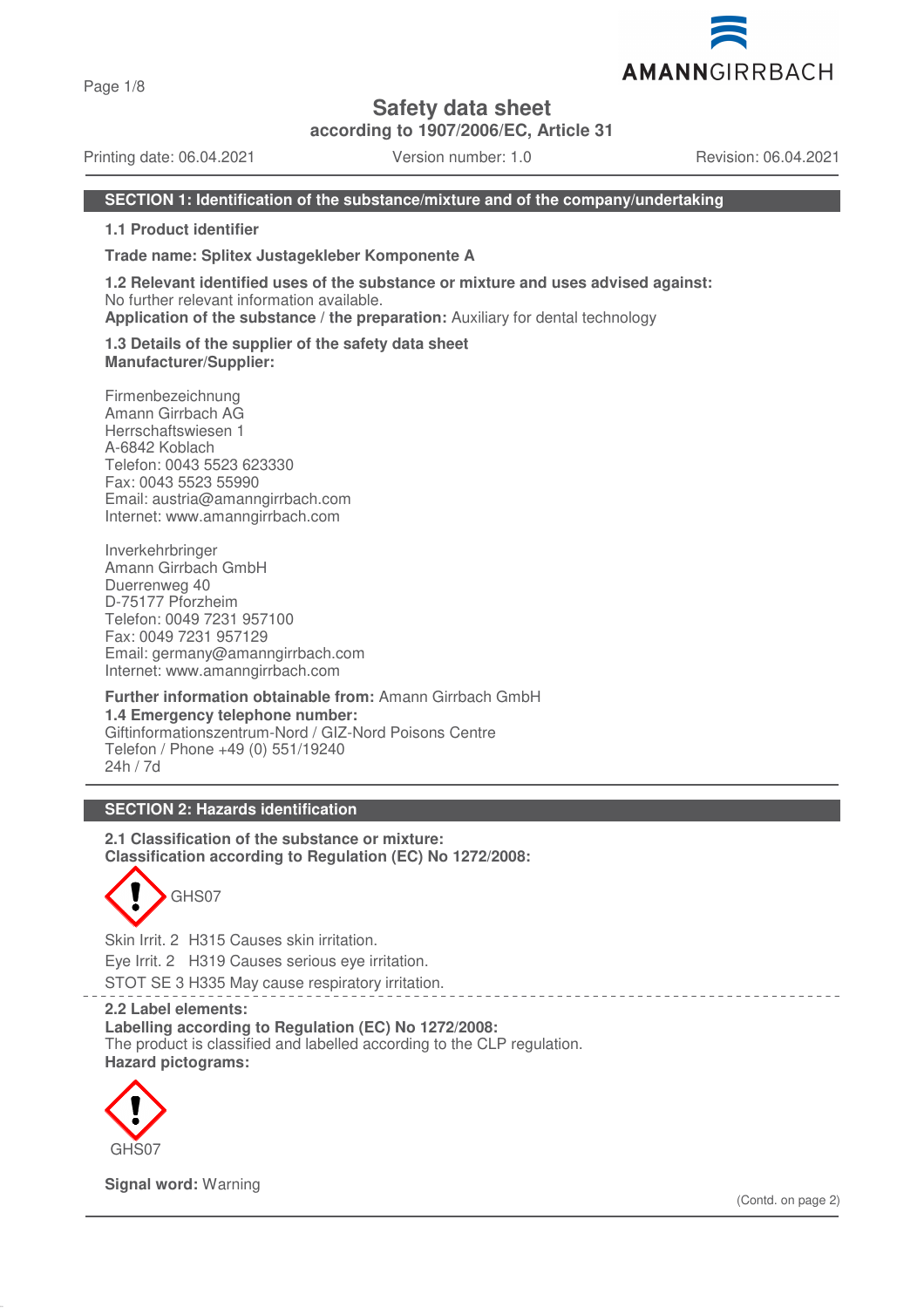# Safety data sheet

**according to 1907/2006/EC, Article 31**

Printing date: 06.04.2021 | Version number: 1.0 | Revision: 06.04.2021

## SECTION 1: Identification of the substance/mixture and of the company/undertaking

**1.1 Product identifier**

**Trade name: Splitex Justagekleber Komponente A**

**1.2 Relevant identified uses of the substance or mixture and uses advised against:**
No further relevant information available.
**Application of the substance / the preparation:** Auxiliary for dental technology

**1.3 Details of the supplier of the safety data sheet**
**Manufacturer/Supplier:**

Firmenbezeichnung
Amann Girrbach AG
Herrschaftswiesen 1
A-6842 Koblach
Telefon: 0043 5523 623330
Fax: 0043 5523 55990
Email: austria@amanngirrbach.com
Internet: www.amanngirrbach.com

Inverkehrbringer
Amann Girrbach GmbH
Duerrenweg 40
D-75177 Pforzheim
Telefon: 0049 7231 957100
Fax: 0049 7231 957129
Email: germany@amanngirrbach.com
Internet: www.amanngirrbach.com

**Further information obtainable from:** Amann Girrbach GmbH
**1.4 Emergency telephone number:**
Giftinformationszentrum-Nord / GIZ-Nord Poisons Centre
Telefon / Phone +49 (0) 551/19240
24h / 7d

## SECTION 2: Hazards identification

**2.1 Classification of the substance or mixture:**
**Classification according to Regulation (EC) No 1272/2008:**

GHS07

Skin Irrit. 2 H315 Causes skin irritation.
Eye Irrit. 2 H319 Causes serious eye irritation.
STOT SE 3 H335 May cause respiratory irritation.

**2.2 Label elements:**
**Labelling according to Regulation (EC) No 1272/2008:**
The product is classified and labelled according to the CLP regulation.
**Hazard pictograms:**

GHS07

**Signal word:** Warning

(Contd. on page 2)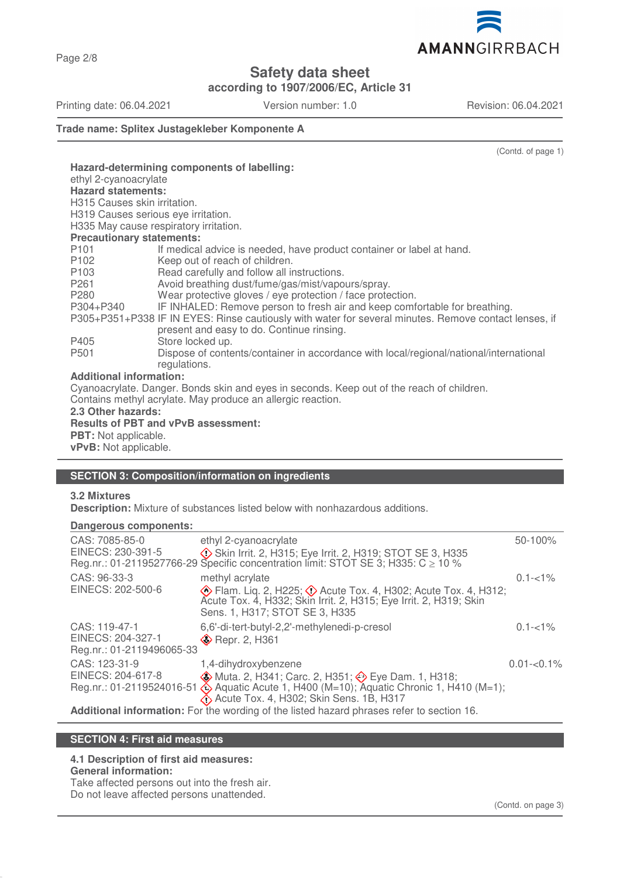**Trade name: Splitex Justagekleber Komponente A**

(Contd. of page 1)

**Hazard-determining components of labelling:**
ethyl 2-cyanoacrylate

**Hazard statements:**
H315 Causes skin irritation.
H319 Causes serious eye irritation.
H335 May cause respiratory irritation.

**Precautionary statements:**

| | |
|---|---|
| P101 | If medical advice is needed, have product container or label at hand. |
| P102 | Keep out of reach of children. |
| P103 | Read carefully and follow all instructions. |
| P261 | Avoid breathing dust/fume/gas/mist/vapours/spray. |
| P280 | Wear protective gloves / eye protection / face protection. |
| P304+P340 | IF INHALED: Remove person to fresh air and keep comfortable for breathing. |
| P305+P351+P338 | IF IN EYES: Rinse cautiously with water for several minutes. Remove contact lenses, if present and easy to do. Continue rinsing. |
| P405 | Store locked up. |
| P501 | Dispose of contents/container in accordance with local/regional/national/international regulations. |

**Additional information:**
Cyanoacrylate. Danger. Bonds skin and eyes in seconds. Keep out of the reach of children.
Contains methyl acrylate. May produce an allergic reaction.

**2.3 Other hazards:**

**Results of PBT and vPvB assessment:**

**PBT:** Not applicable.
**vPvB:** Not applicable.

## SECTION 3: Composition/information on ingredients

**3.2 Mixtures**

**Description:** Mixture of substances listed below with nonhazardous additions.

**Dangerous components:**

| | | |
|---|---|---|
| CAS: 7085-85-0<br>EINECS: 230-391-5<br>Reg.nr.: 01-2119527766-29 | ethyl 2-cyanoacrylate<br>Skin Irrit. 2, H315; Eye Irrit. 2, H319; STOT SE 3, H335<br>Specific concentration limit: STOT SE 3; H335: C ≥ 10 % | 50-100% |
| CAS: 96-33-3<br>EINECS: 202-500-6 | methyl acrylate<br>Flam. Liq. 2, H225; Acute Tox. 4, H302; Acute Tox. 4, H312; Acute Tox. 4, H332; Skin Irrit. 2, H315; Eye Irrit. 2, H319; Skin Sens. 1, H317; STOT SE 3, H335 | 0.1-<1% |
| CAS: 119-47-1<br>EINECS: 204-327-1<br>Reg.nr.: 01-2119496065-33 | 6,6'-di-tert-butyl-2,2'-methylenedi-p-cresol<br>Repr. 2, H361 | 0.1-<1% |
| CAS: 123-31-9<br>EINECS: 204-617-8<br>Reg.nr.: 01-2119524016-51 | 1,4-dihydroxybenzene<br>Muta. 2, H341; Carc. 2, H351; Eye Dam. 1, H318; Aquatic Acute 1, H400 (M=10); Aquatic Chronic 1, H410 (M=1); Acute Tox. 4, H302; Skin Sens. 1B, H317 | 0.01-<0.1% |

**Additional information:** For the wording of the listed hazard phrases refer to section 16.

## SECTION 4: First aid measures

**4.1 Description of first aid measures:**

**General information:**
Take affected persons out into the fresh air.
Do not leave affected persons unattended.

(Contd. on page 3)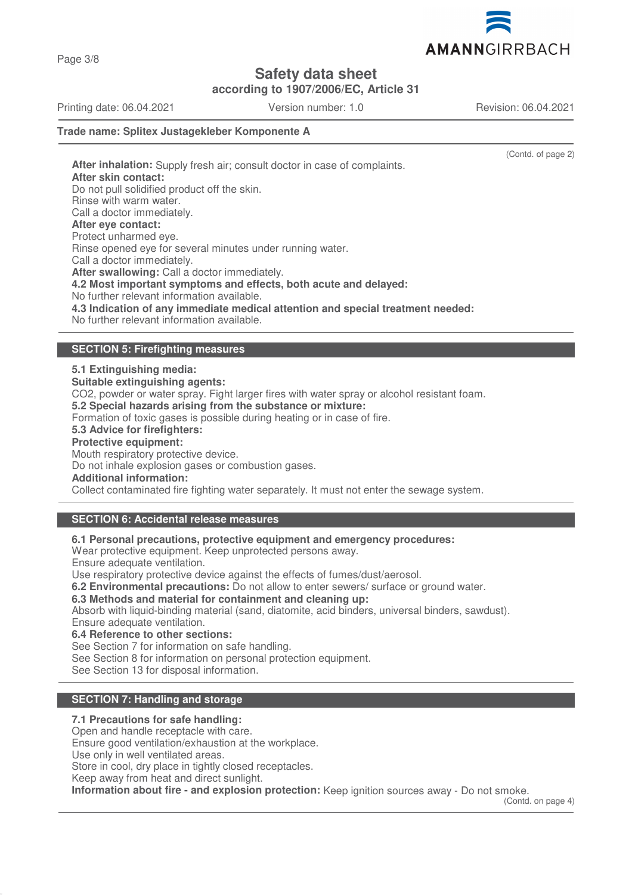(Contd. of page 2)

**After inhalation:** Supply fresh air; consult doctor in case of complaints.

**After skin contact:**

Do not pull solidified product off the skin.

Rinse with warm water.

Call a doctor immediately.

**After eye contact:**

Protect unharmed eye.

Rinse opened eye for several minutes under running water.

Call a doctor immediately.

**After swallowing:** Call a doctor immediately.

**4.2 Most important symptoms and effects, both acute and delayed:**

No further relevant information available.

**4.3 Indication of any immediate medical attention and special treatment needed:**

No further relevant information available.

## SECTION 5: Firefighting measures

**5.1 Extinguishing media:**

**Suitable extinguishing agents:**

$CO_2$, powder or water spray. Fight larger fires with water spray or alcohol resistant foam.

**5.2 Special hazards arising from the substance or mixture:**

Formation of toxic gases is possible during heating or in case of fire.

**5.3 Advice for firefighters:**

**Protective equipment:**

Mouth respiratory protective device.

Do not inhale explosion gases or combustion gases.

**Additional information:**

Collect contaminated fire fighting water separately. It must not enter the sewage system.

## SECTION 6: Accidental release measures

**6.1 Personal precautions, protective equipment and emergency procedures:**

Wear protective equipment. Keep unprotected persons away.

Ensure adequate ventilation.

Use respiratory protective device against the effects of fumes/dust/aerosol.

**6.2 Environmental precautions:** Do not allow to enter sewers/ surface or ground water.

**6.3 Methods and material for containment and cleaning up:**

Absorb with liquid-binding material (sand, diatomite, acid binders, universal binders, sawdust).

Ensure adequate ventilation.

**6.4 Reference to other sections:**

See Section 7 for information on safe handling.

See Section 8 for information on personal protection equipment.

See Section 13 for disposal information.

## SECTION 7: Handling and storage

**7.1 Precautions for safe handling:**

Open and handle receptacle with care.

Ensure good ventilation/exhaustion at the workplace.

Use only in well ventilated areas.

Store in cool, dry place in tightly closed receptacles.

Keep away from heat and direct sunlight.

**Information about fire - and explosion protection:** Keep ignition sources away - Do not smoke.

(Contd. on page 4)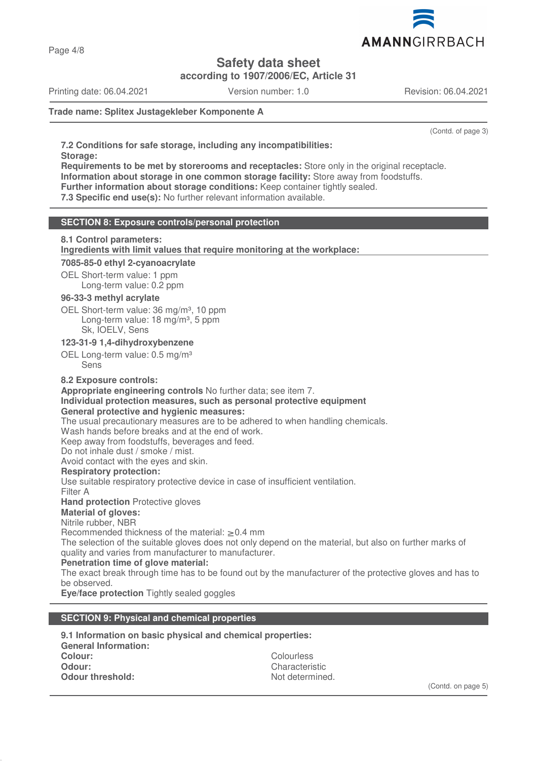**Trade name: Splitex Justagekleber Komponente A**

(Contd. of page 3)

**7.2 Conditions for safe storage, including any incompatibilities:**

**Storage:**

**Requirements to be met by storerooms and receptacles:** Store only in the original receptacle.

**Information about storage in one common storage facility:** Store away from foodstuffs.

**Further information about storage conditions:** Keep container tightly sealed.

**7.3 Specific end use(s):** No further relevant information available.

## SECTION 8: Exposure controls/personal protection

**8.1 Control parameters:**

**Ingredients with limit values that require monitoring at the workplace:**

**7085-85-0 ethyl 2-cyanoacrylate**

OEL Short-term value: 1 ppm
Long-term value: 0.2 ppm

**96-33-3 methyl acrylate**

OEL Short-term value: 36 mg/m³, 10 ppm
Long-term value: 18 mg/m³, 5 ppm
Sk, IOELV, Sens

**123-31-9 1,4-dihydroxybenzene**

OEL Long-term value: 0.5 mg/m³
Sens

**8.2 Exposure controls:**

**Appropriate engineering controls** No further data; see item 7.

**Individual protection measures, such as personal protective equipment**

**General protective and hygienic measures:**

The usual precautionary measures are to be adhered to when handling chemicals.
Wash hands before breaks and at the end of work.
Keep away from foodstuffs, beverages and feed.
Do not inhale dust / smoke / mist.
Avoid contact with the eyes and skin.

**Respiratory protection:**

Use suitable respiratory protective device in case of insufficient ventilation.
Filter A

**Hand protection** Protective gloves

**Material of gloves:**

Nitrile rubber, NBR
Recommended thickness of the material: ≥0.4 mm
The selection of the suitable gloves does not only depend on the material, but also on further marks of quality and varies from manufacturer to manufacturer.

**Penetration time of glove material:**

The exact break through time has to be found out by the manufacturer of the protective gloves and has to be observed.

**Eye/face protection** Tightly sealed goggles

## SECTION 9: Physical and chemical properties

**9.1 Information on basic physical and chemical properties:**

**General Information:**

| | |
|---|---|
| **Colour:** | Colourless |
| **Odour:** | Characteristic |
| **Odour threshold:** | Not determined. |

(Contd. on page 5)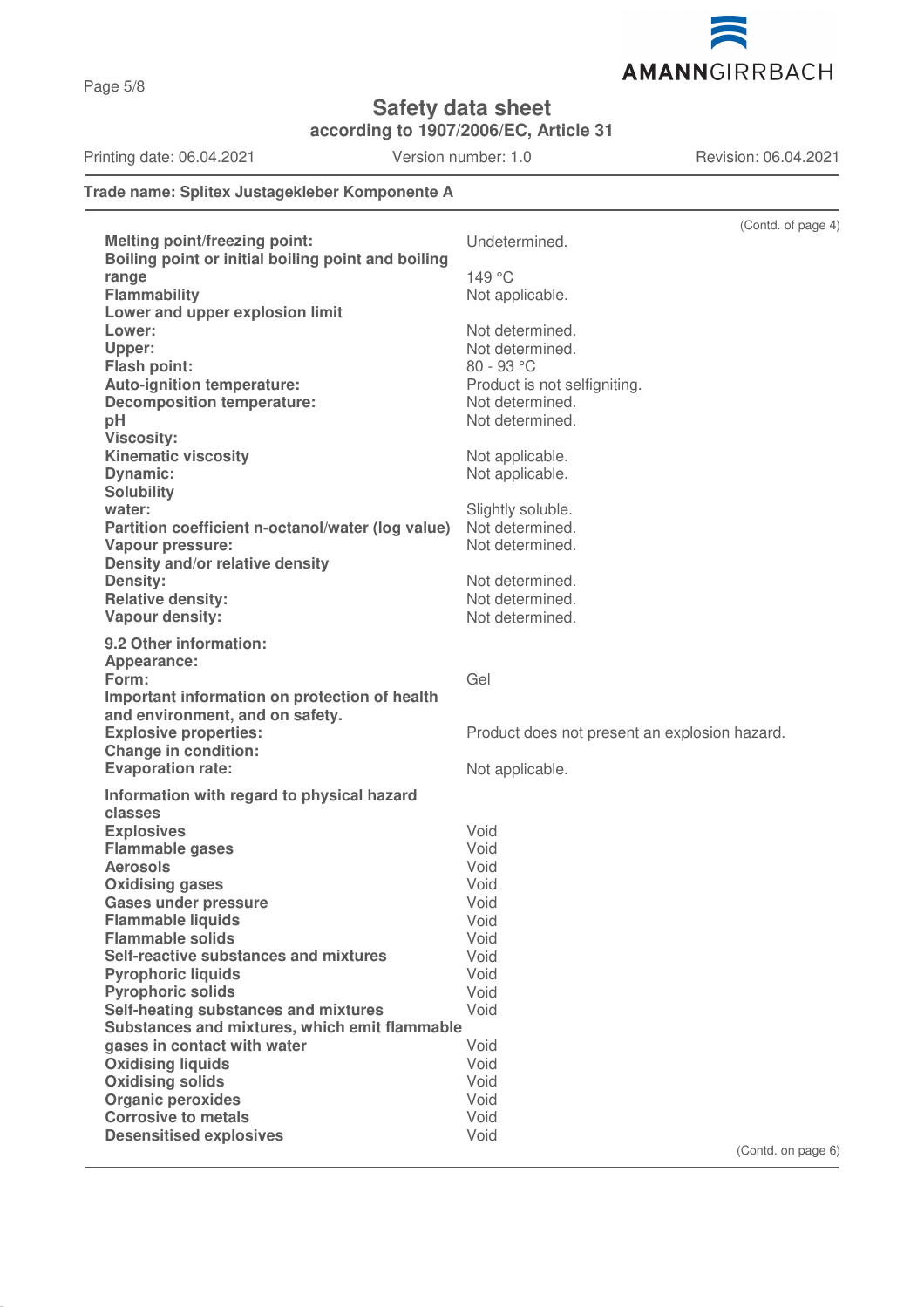(Contd. of page 4)

| | |
|---|---|
| **Melting point/freezing point:** | Undetermined. |
| **Boiling point or initial boiling point and boiling range** | 149 °C |
| **Flammability** | Not applicable. |
| **Lower and upper explosion limit** | |
| **Lower:** | Not determined. |
| **Upper:** | Not determined. |
| **Flash point:** | 80 - 93 °C |
| **Auto-ignition temperature:** | Product is not selfigniting. |
| **Decomposition temperature:** | Not determined. |
| **pH** | Not determined. |
| **Viscosity:** | |
| **Kinematic viscosity** | Not applicable. |
| **Dynamic:** | Not applicable. |
| **Solubility** | |
| **water:** | Slightly soluble. |
| **Partition coefficient n-octanol/water (log value)** | Not determined. |
| **Vapour pressure:** | Not determined. |
| **Density and/or relative density** | |
| **Density:** | Not determined. |
| **Relative density:** | Not determined. |
| **Vapour density:** | Not determined. |

**9.2 Other information:**

| | |
|---|---|
| **Appearance:** | |
| **Form:** | Gel |
| **Important information on protection of health and environment, and on safety.** | |
| **Explosive properties:** | Product does not present an explosion hazard. |
| **Change in condition:** | |
| **Evaporation rate:** | Not applicable. |

**Information with regard to physical hazard classes**

| | |
|---|---|
| **Explosives** | Void |
| **Flammable gases** | Void |
| **Aerosols** | Void |
| **Oxidising gases** | Void |
| **Gases under pressure** | Void |
| **Flammable liquids** | Void |
| **Flammable solids** | Void |
| **Self-reactive substances and mixtures** | Void |
| **Pyrophoric liquids** | Void |
| **Pyrophoric solids** | Void |
| **Self-heating substances and mixtures** | Void |
| **Substances and mixtures, which emit flammable gases in contact with water** | Void |
| **Oxidising liquids** | Void |
| **Oxidising solids** | Void |
| **Organic peroxides** | Void |
| **Corrosive to metals** | Void |
| **Desensitised explosives** | Void |

(Contd. on page 6)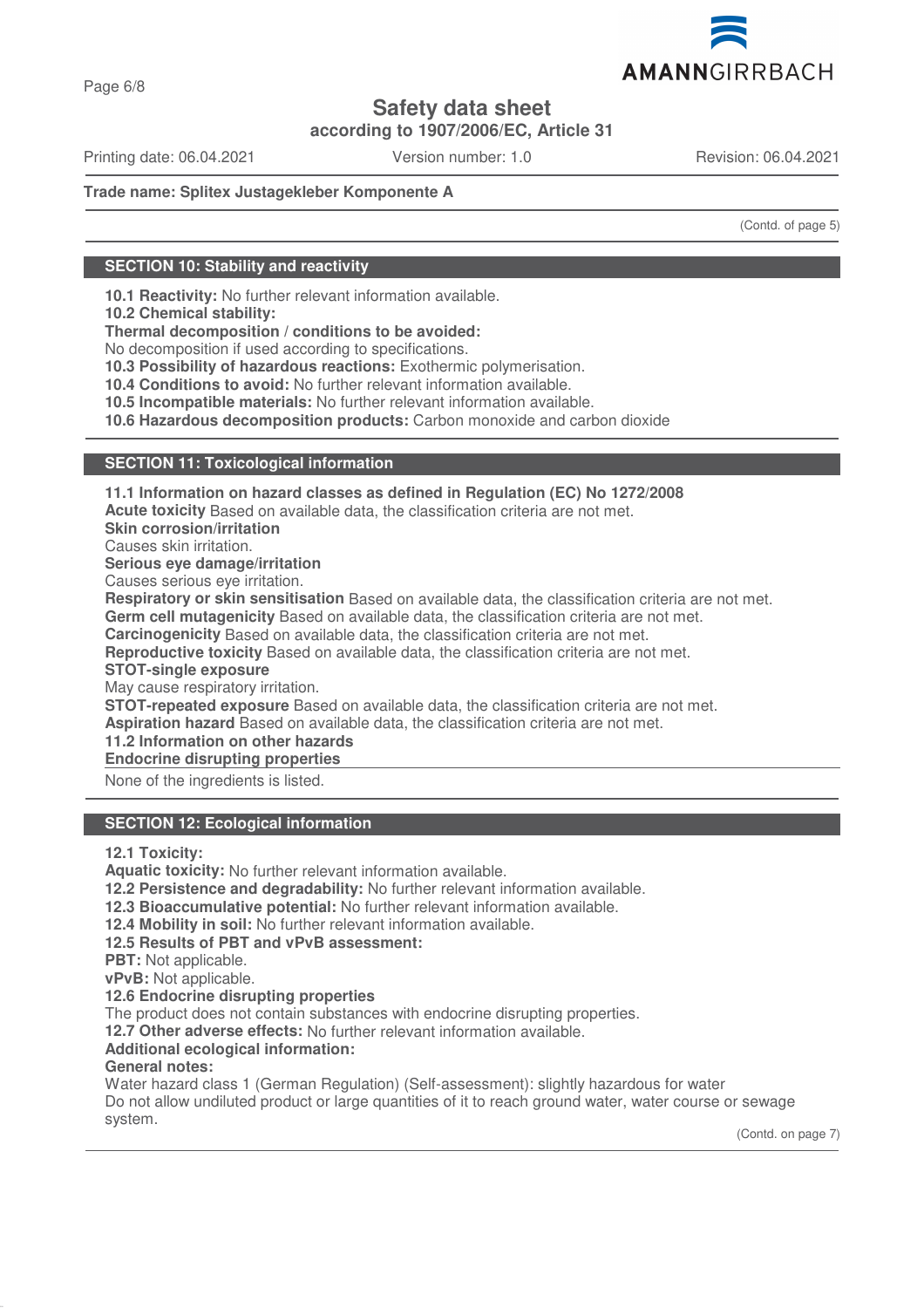**Trade name: Splitex Justagekleber Komponente A**

(Contd. of page 5)

## SECTION 10: Stability and reactivity

**10.1 Reactivity:** No further relevant information available.
**10.2 Chemical stability:**
**Thermal decomposition / conditions to be avoided:**
No decomposition if used according to specifications.
**10.3 Possibility of hazardous reactions:** Exothermic polymerisation.
**10.4 Conditions to avoid:** No further relevant information available.
**10.5 Incompatible materials:** No further relevant information available.
**10.6 Hazardous decomposition products:** Carbon monoxide and carbon dioxide

## SECTION 11: Toxicological information

**11.1 Information on hazard classes as defined in Regulation (EC) No 1272/2008**
**Acute toxicity** Based on available data, the classification criteria are not met.
**Skin corrosion/irritation**
Causes skin irritation.
**Serious eye damage/irritation**
Causes serious eye irritation.
**Respiratory or skin sensitisation** Based on available data, the classification criteria are not met.
**Germ cell mutagenicity** Based on available data, the classification criteria are not met.
**Carcinogenicity** Based on available data, the classification criteria are not met.
**Reproductive toxicity** Based on available data, the classification criteria are not met.
**STOT-single exposure**
May cause respiratory irritation.
**STOT-repeated exposure** Based on available data, the classification criteria are not met.
**Aspiration hazard** Based on available data, the classification criteria are not met.
**11.2 Information on other hazards**
**Endocrine disrupting properties**

None of the ingredients is listed.

## SECTION 12: Ecological information

**12.1 Toxicity:**
**Aquatic toxicity:** No further relevant information available.
**12.2 Persistence and degradability:** No further relevant information available.
**12.3 Bioaccumulative potential:** No further relevant information available.
**12.4 Mobility in soil:** No further relevant information available.
**12.5 Results of PBT and vPvB assessment:**
**PBT:** Not applicable.
**vPvB:** Not applicable.
**12.6 Endocrine disrupting properties**
The product does not contain substances with endocrine disrupting properties.
**12.7 Other adverse effects:** No further relevant information available.
**Additional ecological information:**
**General notes:**
Water hazard class 1 (German Regulation) (Self-assessment): slightly hazardous for water
Do not allow undiluted product or large quantities of it to reach ground water, water course or sewage system.

(Contd. on page 7)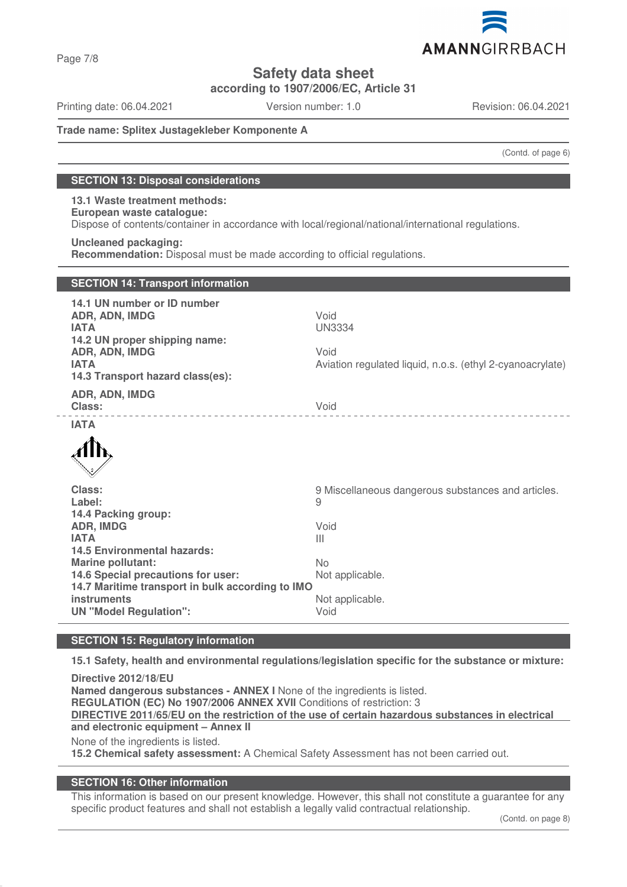Trade name: Splitex Justagekleber Komponente A

(Contd. of page 6)

## SECTION 13: Disposal considerations

**13.1 Waste treatment methods:**
**European waste catalogue:**
Dispose of contents/container in accordance with local/regional/national/international regulations.

**Uncleaned packaging:**
**Recommendation:** Disposal must be made according to official regulations.

## SECTION 14: Transport information

| | |
|---|---|
| **14.1 UN number or ID number** | |
| **ADR, ADN, IMDG** | Void |
| **IATA** | UN3334 |
| **14.2 UN proper shipping name:** | |
| **ADR, ADN, IMDG** | Void |
| **IATA** | Aviation regulated liquid, n.o.s. (ethyl 2-cyanoacrylate) |
| **14.3 Transport hazard class(es):** | |
| **ADR, ADN, IMDG** | |
| **Class:** | Void |
| **IATA** | |
| **Class:** | 9 Miscellaneous dangerous substances and articles. |
| **Label:** | 9 |
| **14.4 Packing group:** | |
| **ADR, IMDG** | Void |
| **IATA** | III |
| **14.5 Environmental hazards:** | |
| **Marine pollutant:** | No |
| **14.6 Special precautions for user:** | Not applicable. |
| **14.7 Maritime transport in bulk according to IMO instruments** | Not applicable. |
| **UN "Model Regulation":** | Void |

## SECTION 15: Regulatory information

**15.1 Safety, health and environmental regulations/legislation specific for the substance or mixture:**

**Directive 2012/18/EU**
**Named dangerous substances - ANNEX I** None of the ingredients is listed.
**REGULATION (EC) No 1907/2006 ANNEX XVII** Conditions of restriction: 3
**DIRECTIVE 2011/65/EU on the restriction of the use of certain hazardous substances in electrical and electronic equipment – Annex II**
None of the ingredients is listed.
**15.2 Chemical safety assessment:** A Chemical Safety Assessment has not been carried out.

## SECTION 16: Other information

This information is based on our present knowledge. However, this shall not constitute a guarantee for any specific product features and shall not establish a legally valid contractual relationship.

(Contd. on page 8)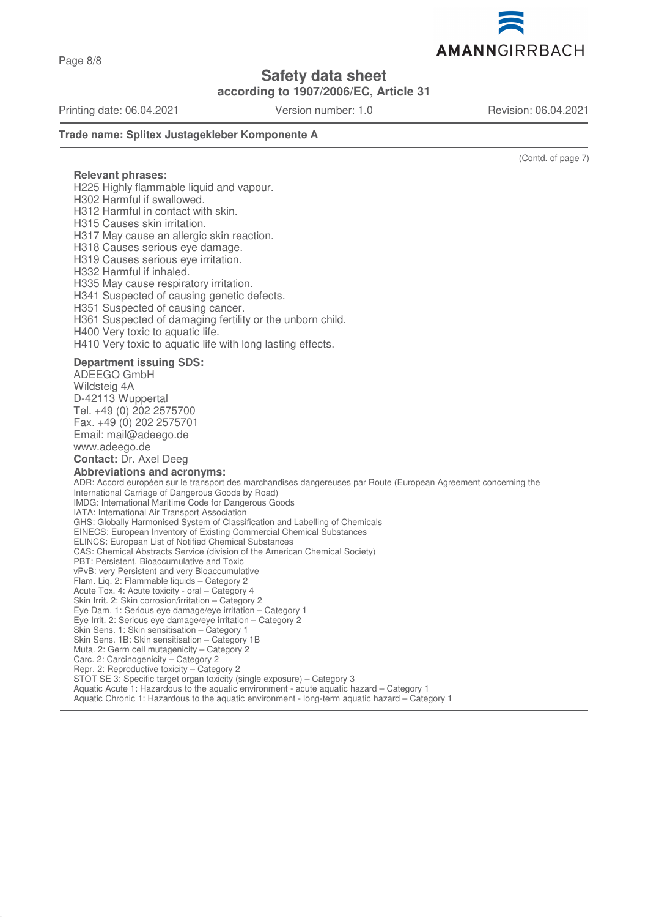(Contd. of page 7)

**Relevant phrases:**

H225 Highly flammable liquid and vapour.
H302 Harmful if swallowed.
H312 Harmful in contact with skin.
H315 Causes skin irritation.
H317 May cause an allergic skin reaction.
H318 Causes serious eye damage.
H319 Causes serious eye irritation.
H332 Harmful if inhaled.
H335 May cause respiratory irritation.
H341 Suspected of causing genetic defects.
H351 Suspected of causing cancer.
H361 Suspected of damaging fertility or the unborn child.
H400 Very toxic to aquatic life.
H410 Very toxic to aquatic life with long lasting effects.

**Department issuing SDS:**
ADEEGO GmbH
Wildsteig 4A
D-42113 Wuppertal
Tel. +49 (0) 202 2575700
Fax. +49 (0) 202 2575701
Email: mail@adeego.de
www.adeego.de

**Contact:** Dr. Axel Deeg

**Abbreviations and acronyms:**
ADR: Accord européen sur le transport des marchandises dangereuses par Route (European Agreement concerning the International Carriage of Dangerous Goods by Road)
IMDG: International Maritime Code for Dangerous Goods
IATA: International Air Transport Association
GHS: Globally Harmonised System of Classification and Labelling of Chemicals
EINECS: European Inventory of Existing Commercial Chemical Substances
ELINCS: European List of Notified Chemical Substances
CAS: Chemical Abstracts Service (division of the American Chemical Society)
PBT: Persistent, Bioaccumulative and Toxic
vPvB: very Persistent and very Bioaccumulative
Flam. Liq. 2: Flammable liquids – Category 2
Acute Tox. 4: Acute toxicity - oral – Category 4
Skin Irrit. 2: Skin corrosion/irritation – Category 2
Eye Dam. 1: Serious eye damage/eye irritation – Category 1
Eye Irrit. 2: Serious eye damage/eye irritation – Category 2
Skin Sens. 1: Skin sensitisation – Category 1
Skin Sens. 1B: Skin sensitisation – Category 1B
Muta. 2: Germ cell mutagenicity – Category 2
Carc. 2: Carcinogenicity – Category 2
Repr. 2: Reproductive toxicity – Category 2
STOT SE 3: Specific target organ toxicity (single exposure) – Category 3
Aquatic Acute 1: Hazardous to the aquatic environment - acute aquatic hazard – Category 1
Aquatic Chronic 1: Hazardous to the aquatic environment - long-term aquatic hazard – Category 1